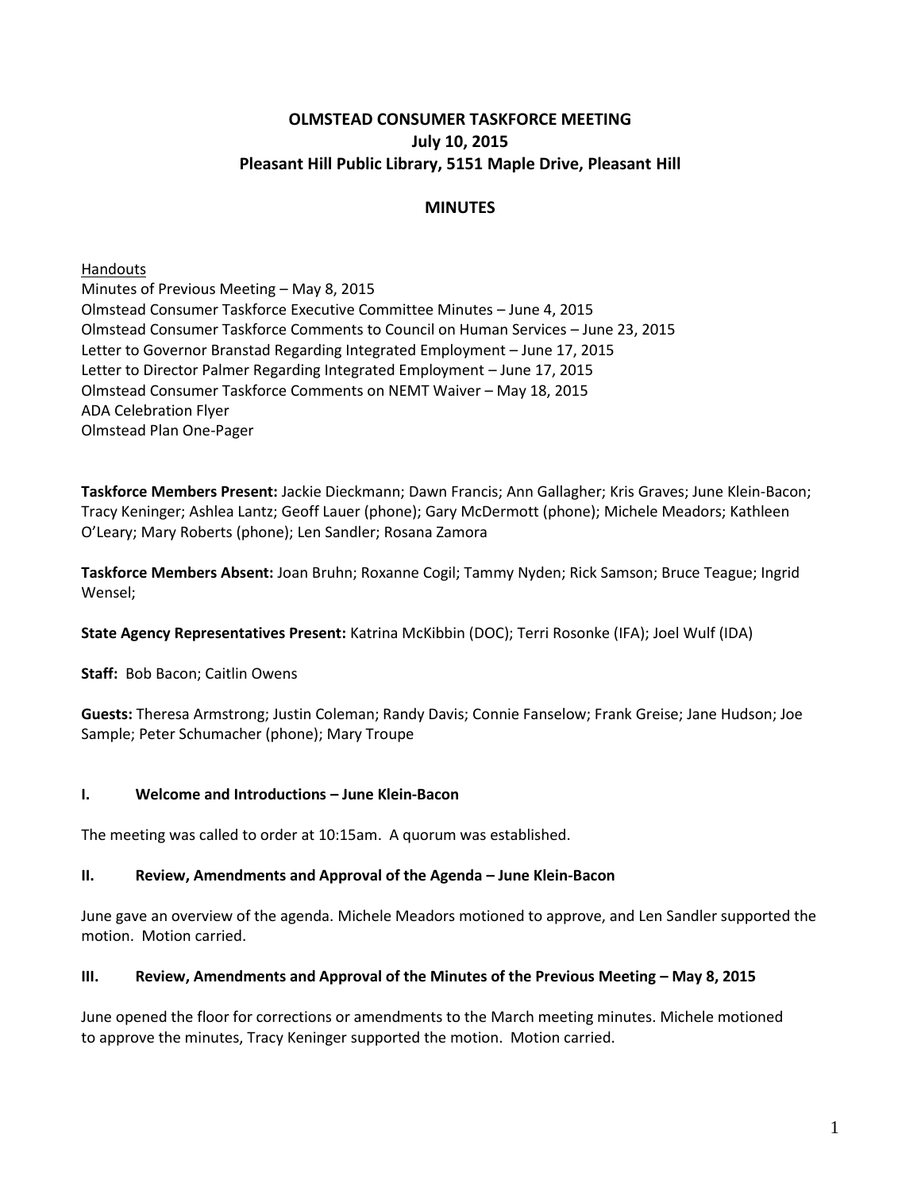# OLMSTEAD CONSUMER TASKFORCE MEETING
## July 10, 2015
## Pleasant Hill Public Library, 5151 Maple Drive, Pleasant Hill

## MINUTES

Handouts
Minutes of Previous Meeting – May 8, 2015
Olmstead Consumer Taskforce Executive Committee Minutes – June 4, 2015
Olmstead Consumer Taskforce Comments to Council on Human Services – June 23, 2015
Letter to Governor Branstad Regarding Integrated Employment – June 17, 2015
Letter to Director Palmer Regarding Integrated Employment – June 17, 2015
Olmstead Consumer Taskforce Comments on NEMT Waiver – May 18, 2015
ADA Celebration Flyer
Olmstead Plan One-Pager

**Taskforce Members Present:** Jackie Dieckmann; Dawn Francis; Ann Gallagher; Kris Graves; June Klein-Bacon; Tracy Keninger; Ashlea Lantz; Geoff Lauer (phone); Gary McDermott (phone); Michele Meadors; Kathleen O'Leary; Mary Roberts (phone); Len Sandler; Rosana Zamora

**Taskforce Members Absent:** Joan Bruhn; Roxanne Cogil; Tammy Nyden; Rick Samson; Bruce Teague; Ingrid Wensel;

**State Agency Representatives Present:** Katrina McKibbin (DOC); Terri Rosonke (IFA); Joel Wulf (IDA)

**Staff:** Bob Bacon; Caitlin Owens

**Guests:** Theresa Armstrong; Justin Coleman; Randy Davis; Connie Fanselow; Frank Greise; Jane Hudson; Joe Sample; Peter Schumacher (phone); Mary Troupe

### I. Welcome and Introductions – June Klein-Bacon

The meeting was called to order at 10:15am. A quorum was established.

### II. Review, Amendments and Approval of the Agenda – June Klein-Bacon

June gave an overview of the agenda. Michele Meadors motioned to approve, and Len Sandler supported the motion. Motion carried.

### III. Review, Amendments and Approval of the Minutes of the Previous Meeting – May 8, 2015

June opened the floor for corrections or amendments to the March meeting minutes. Michele motioned to approve the minutes, Tracy Keninger supported the motion. Motion carried.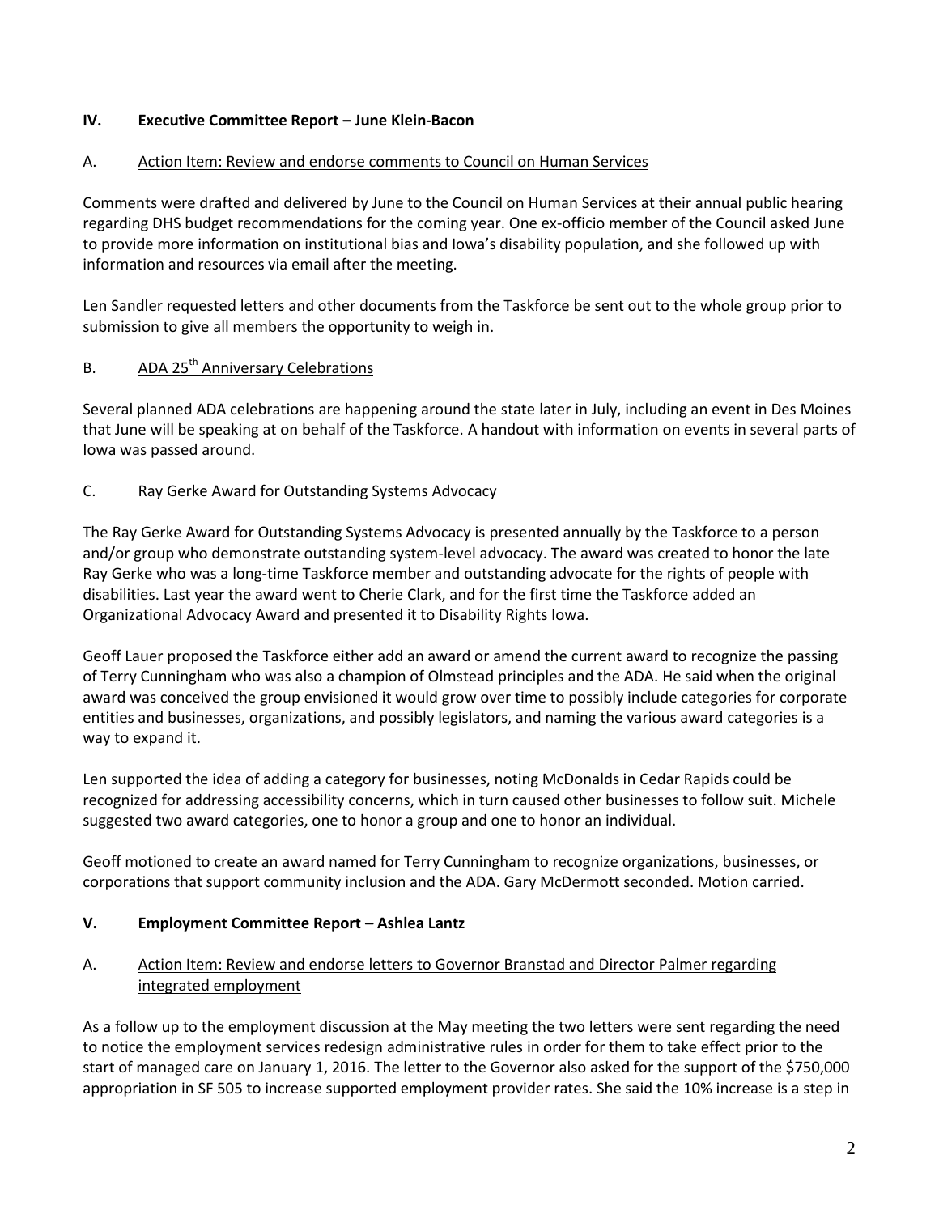## IV. Executive Committee Report – June Klein-Bacon

### A. Action Item: Review and endorse comments to Council on Human Services

Comments were drafted and delivered by June to the Council on Human Services at their annual public hearing regarding DHS budget recommendations for the coming year. One ex-officio member of the Council asked June to provide more information on institutional bias and Iowa's disability population, and she followed up with information and resources via email after the meeting.

Len Sandler requested letters and other documents from the Taskforce be sent out to the whole group prior to submission to give all members the opportunity to weigh in.

### B. ADA 25th Anniversary Celebrations

Several planned ADA celebrations are happening around the state later in July, including an event in Des Moines that June will be speaking at on behalf of the Taskforce. A handout with information on events in several parts of Iowa was passed around.

### C. Ray Gerke Award for Outstanding Systems Advocacy

The Ray Gerke Award for Outstanding Systems Advocacy is presented annually by the Taskforce to a person and/or group who demonstrate outstanding system-level advocacy. The award was created to honor the late Ray Gerke who was a long-time Taskforce member and outstanding advocate for the rights of people with disabilities. Last year the award went to Cherie Clark, and for the first time the Taskforce added an Organizational Advocacy Award and presented it to Disability Rights Iowa.

Geoff Lauer proposed the Taskforce either add an award or amend the current award to recognize the passing of Terry Cunningham who was also a champion of Olmstead principles and the ADA. He said when the original award was conceived the group envisioned it would grow over time to possibly include categories for corporate entities and businesses, organizations, and possibly legislators, and naming the various award categories is a way to expand it.

Len supported the idea of adding a category for businesses, noting McDonalds in Cedar Rapids could be recognized for addressing accessibility concerns, which in turn caused other businesses to follow suit. Michele suggested two award categories, one to honor a group and one to honor an individual.

Geoff motioned to create an award named for Terry Cunningham to recognize organizations, businesses, or corporations that support community inclusion and the ADA. Gary McDermott seconded. Motion carried.

## V. Employment Committee Report – Ashlea Lantz

### A. Action Item: Review and endorse letters to Governor Branstad and Director Palmer regarding integrated employment

As a follow up to the employment discussion at the May meeting the two letters were sent regarding the need to notice the employment services redesign administrative rules in order for them to take effect prior to the start of managed care on January 1, 2016. The letter to the Governor also asked for the support of the $750,000 appropriation in SF 505 to increase supported employment provider rates. She said the 10% increase is a step in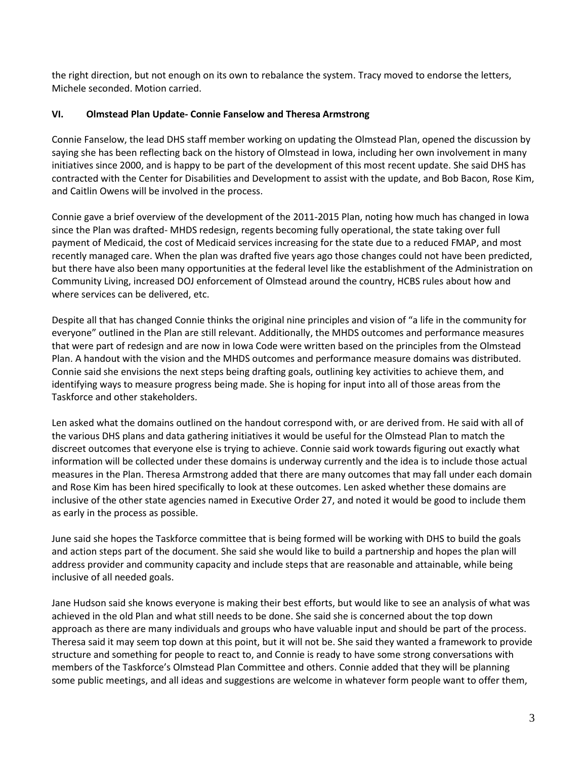the right direction, but not enough on its own to rebalance the system. Tracy moved to endorse the letters, Michele seconded. Motion carried.

### VI. Olmstead Plan Update- Connie Fanselow and Theresa Armstrong

Connie Fanselow, the lead DHS staff member working on updating the Olmstead Plan, opened the discussion by saying she has been reflecting back on the history of Olmstead in Iowa, including her own involvement in many initiatives since 2000, and is happy to be part of the development of this most recent update. She said DHS has contracted with the Center for Disabilities and Development to assist with the update, and Bob Bacon, Rose Kim, and Caitlin Owens will be involved in the process.

Connie gave a brief overview of the development of the 2011-2015 Plan, noting how much has changed in Iowa since the Plan was drafted- MHDS redesign, regents becoming fully operational, the state taking over full payment of Medicaid, the cost of Medicaid services increasing for the state due to a reduced FMAP, and most recently managed care. When the plan was drafted five years ago those changes could not have been predicted, but there have also been many opportunities at the federal level like the establishment of the Administration on Community Living, increased DOJ enforcement of Olmstead around the country, HCBS rules about how and where services can be delivered, etc.

Despite all that has changed Connie thinks the original nine principles and vision of "a life in the community for everyone" outlined in the Plan are still relevant. Additionally, the MHDS outcomes and performance measures that were part of redesign and are now in Iowa Code were written based on the principles from the Olmstead Plan. A handout with the vision and the MHDS outcomes and performance measure domains was distributed. Connie said she envisions the next steps being drafting goals, outlining key activities to achieve them, and identifying ways to measure progress being made. She is hoping for input into all of those areas from the Taskforce and other stakeholders.

Len asked what the domains outlined on the handout correspond with, or are derived from. He said with all of the various DHS plans and data gathering initiatives it would be useful for the Olmstead Plan to match the discreet outcomes that everyone else is trying to achieve. Connie said work towards figuring out exactly what information will be collected under these domains is underway currently and the idea is to include those actual measures in the Plan. Theresa Armstrong added that there are many outcomes that may fall under each domain and Rose Kim has been hired specifically to look at these outcomes. Len asked whether these domains are inclusive of the other state agencies named in Executive Order 27, and noted it would be good to include them as early in the process as possible.

June said she hopes the Taskforce committee that is being formed will be working with DHS to build the goals and action steps part of the document. She said she would like to build a partnership and hopes the plan will address provider and community capacity and include steps that are reasonable and attainable, while being inclusive of all needed goals.

Jane Hudson said she knows everyone is making their best efforts, but would like to see an analysis of what was achieved in the old Plan and what still needs to be done. She said she is concerned about the top down approach as there are many individuals and groups who have valuable input and should be part of the process. Theresa said it may seem top down at this point, but it will not be. She said they wanted a framework to provide structure and something for people to react to, and Connie is ready to have some strong conversations with members of the Taskforce's Olmstead Plan Committee and others. Connie added that they will be planning some public meetings, and all ideas and suggestions are welcome in whatever form people want to offer them,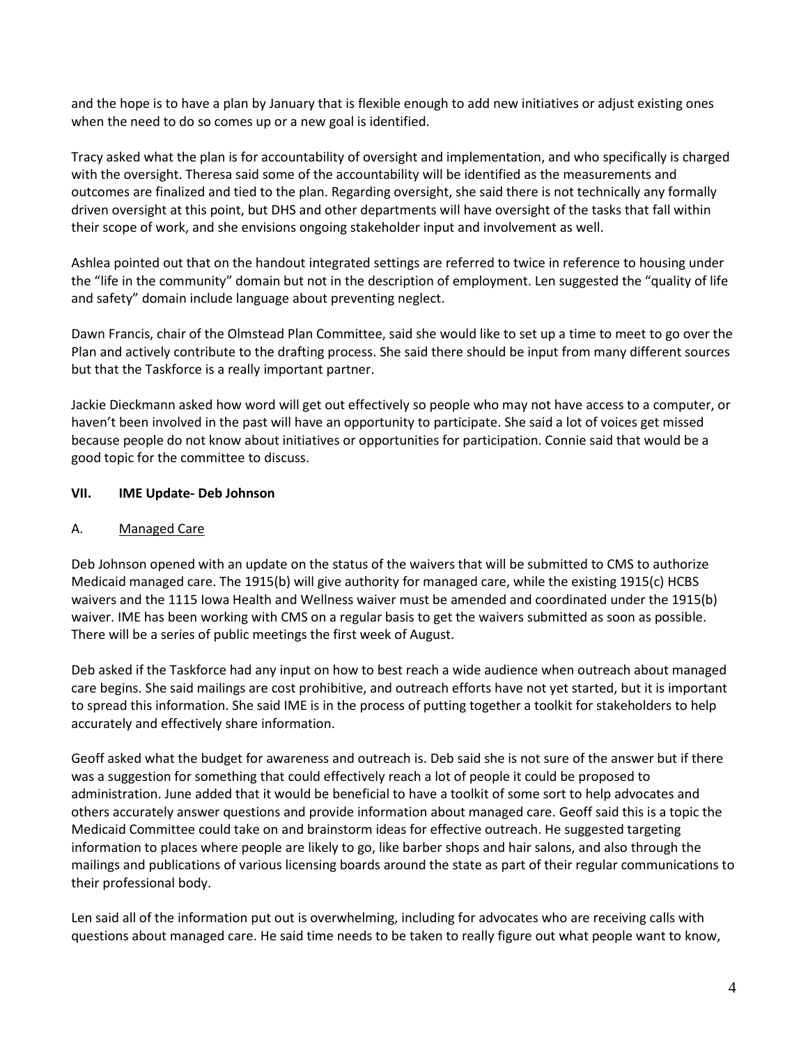and the hope is to have a plan by January that is flexible enough to add new initiatives or adjust existing ones when the need to do so comes up or a new goal is identified.

Tracy asked what the plan is for accountability of oversight and implementation, and who specifically is charged with the oversight. Theresa said some of the accountability will be identified as the measurements and outcomes are finalized and tied to the plan. Regarding oversight, she said there is not technically any formally driven oversight at this point, but DHS and other departments will have oversight of the tasks that fall within their scope of work, and she envisions ongoing stakeholder input and involvement as well.

Ashlea pointed out that on the handout integrated settings are referred to twice in reference to housing under the "life in the community" domain but not in the description of employment. Len suggested the "quality of life and safety" domain include language about preventing neglect.

Dawn Francis, chair of the Olmstead Plan Committee, said she would like to set up a time to meet to go over the Plan and actively contribute to the drafting process. She said there should be input from many different sources but that the Taskforce is a really important partner.

Jackie Dieckmann asked how word will get out effectively so people who may not have access to a computer, or haven't been involved in the past will have an opportunity to participate. She said a lot of voices get missed because people do not know about initiatives or opportunities for participation. Connie said that would be a good topic for the committee to discuss.

## VII. IME Update- Deb Johnson

### A. Managed Care

Deb Johnson opened with an update on the status of the waivers that will be submitted to CMS to authorize Medicaid managed care. The 1915(b) will give authority for managed care, while the existing 1915(c) HCBS waivers and the 1115 Iowa Health and Wellness waiver must be amended and coordinated under the 1915(b) waiver. IME has been working with CMS on a regular basis to get the waivers submitted as soon as possible. There will be a series of public meetings the first week of August.

Deb asked if the Taskforce had any input on how to best reach a wide audience when outreach about managed care begins. She said mailings are cost prohibitive, and outreach efforts have not yet started, but it is important to spread this information. She said IME is in the process of putting together a toolkit for stakeholders to help accurately and effectively share information.

Geoff asked what the budget for awareness and outreach is. Deb said she is not sure of the answer but if there was a suggestion for something that could effectively reach a lot of people it could be proposed to administration. June added that it would be beneficial to have a toolkit of some sort to help advocates and others accurately answer questions and provide information about managed care. Geoff said this is a topic the Medicaid Committee could take on and brainstorm ideas for effective outreach. He suggested targeting information to places where people are likely to go, like barber shops and hair salons, and also through the mailings and publications of various licensing boards around the state as part of their regular communications to their professional body.

Len said all of the information put out is overwhelming, including for advocates who are receiving calls with questions about managed care. He said time needs to be taken to really figure out what people want to know,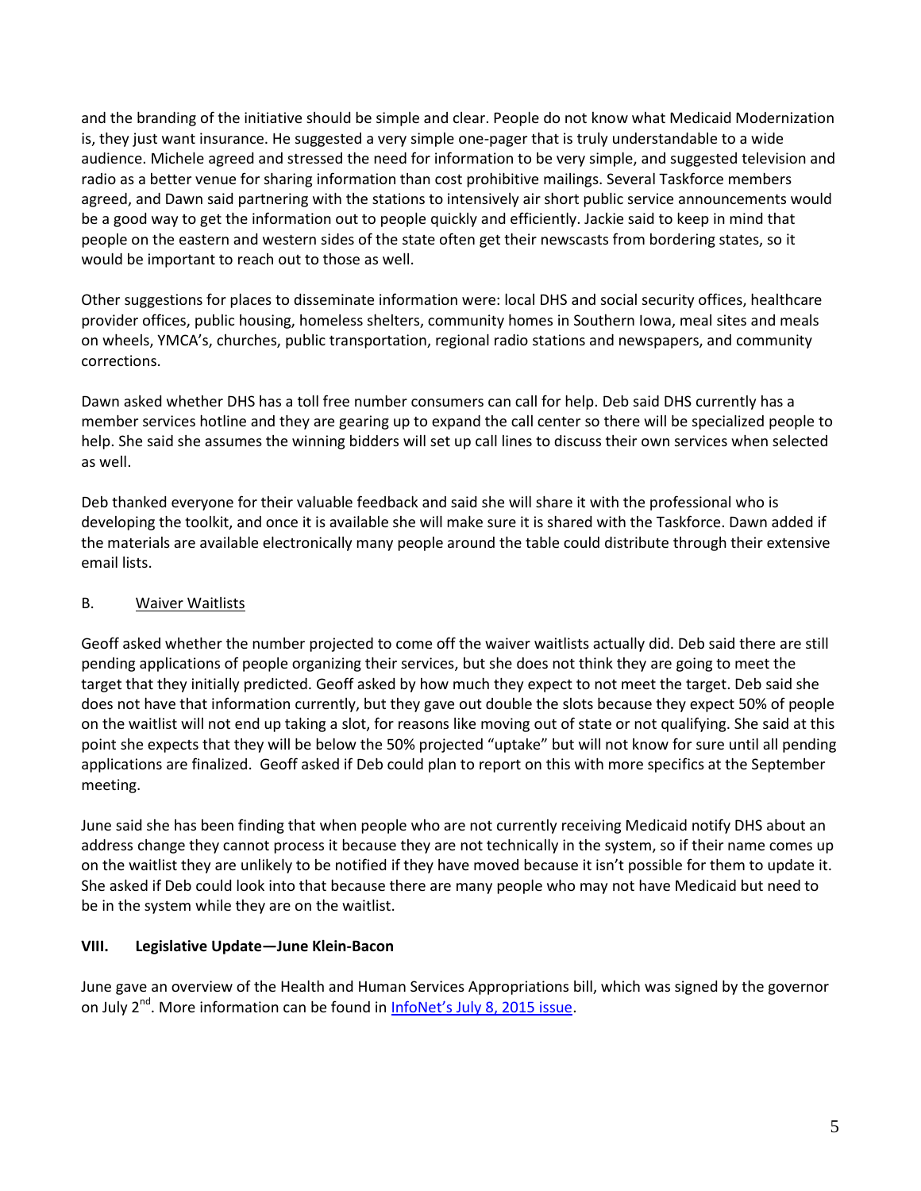and the branding of the initiative should be simple and clear. People do not know what Medicaid Modernization is, they just want insurance. He suggested a very simple one-pager that is truly understandable to a wide audience. Michele agreed and stressed the need for information to be very simple, and suggested television and radio as a better venue for sharing information than cost prohibitive mailings. Several Taskforce members agreed, and Dawn said partnering with the stations to intensively air short public service announcements would be a good way to get the information out to people quickly and efficiently. Jackie said to keep in mind that people on the eastern and western sides of the state often get their newscasts from bordering states, so it would be important to reach out to those as well.

Other suggestions for places to disseminate information were: local DHS and social security offices, healthcare provider offices, public housing, homeless shelters, community homes in Southern Iowa, meal sites and meals on wheels, YMCA's, churches, public transportation, regional radio stations and newspapers, and community corrections.

Dawn asked whether DHS has a toll free number consumers can call for help. Deb said DHS currently has a member services hotline and they are gearing up to expand the call center so there will be specialized people to help. She said she assumes the winning bidders will set up call lines to discuss their own services when selected as well.

Deb thanked everyone for their valuable feedback and said she will share it with the professional who is developing the toolkit, and once it is available she will make sure it is shared with the Taskforce. Dawn added if the materials are available electronically many people around the table could distribute through their extensive email lists.

B. Waiver Waitlists

Geoff asked whether the number projected to come off the waiver waitlists actually did. Deb said there are still pending applications of people organizing their services, but she does not think they are going to meet the target that they initially predicted. Geoff asked by how much they expect to not meet the target. Deb said she does not have that information currently, but they gave out double the slots because they expect 50% of people on the waitlist will not end up taking a slot, for reasons like moving out of state or not qualifying. She said at this point she expects that they will be below the 50% projected "uptake" but will not know for sure until all pending applications are finalized. Geoff asked if Deb could plan to report on this with more specifics at the September meeting.

June said she has been finding that when people who are not currently receiving Medicaid notify DHS about an address change they cannot process it because they are not technically in the system, so if their name comes up on the waitlist they are unlikely to be notified if they have moved because it isn't possible for them to update it. She asked if Deb could look into that because there are many people who may not have Medicaid but need to be in the system while they are on the waitlist.

**VIII. Legislative Update—June Klein-Bacon**

June gave an overview of the Health and Human Services Appropriations bill, which was signed by the governor on July 2nd. More information can be found in InfoNet's July 8, 2015 issue.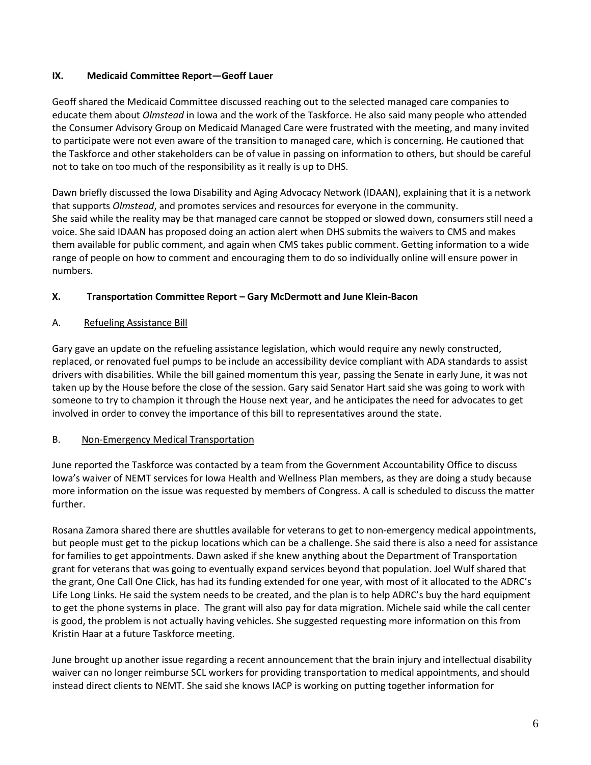## IX. Medicaid Committee Report—Geoff Lauer

Geoff shared the Medicaid Committee discussed reaching out to the selected managed care companies to educate them about *Olmstead* in Iowa and the work of the Taskforce. He also said many people who attended the Consumer Advisory Group on Medicaid Managed Care were frustrated with the meeting, and many invited to participate were not even aware of the transition to managed care, which is concerning. He cautioned that the Taskforce and other stakeholders can be of value in passing on information to others, but should be careful not to take on too much of the responsibility as it really is up to DHS.

Dawn briefly discussed the Iowa Disability and Aging Advocacy Network (IDAAN), explaining that it is a network that supports *Olmstead*, and promotes services and resources for everyone in the community.
She said while the reality may be that managed care cannot be stopped or slowed down, consumers still need a voice. She said IDAAN has proposed doing an action alert when DHS submits the waivers to CMS and makes them available for public comment, and again when CMS takes public comment. Getting information to a wide range of people on how to comment and encouraging them to do so individually online will ensure power in numbers.

## X. Transportation Committee Report – Gary McDermott and June Klein-Bacon

### A. Refueling Assistance Bill

Gary gave an update on the refueling assistance legislation, which would require any newly constructed, replaced, or renovated fuel pumps to be include an accessibility device compliant with ADA standards to assist drivers with disabilities. While the bill gained momentum this year, passing the Senate in early June, it was not taken up by the House before the close of the session. Gary said Senator Hart said she was going to work with someone to try to champion it through the House next year, and he anticipates the need for advocates to get involved in order to convey the importance of this bill to representatives around the state.

### B. Non-Emergency Medical Transportation

June reported the Taskforce was contacted by a team from the Government Accountability Office to discuss Iowa's waiver of NEMT services for Iowa Health and Wellness Plan members, as they are doing a study because more information on the issue was requested by members of Congress. A call is scheduled to discuss the matter further.

Rosana Zamora shared there are shuttles available for veterans to get to non-emergency medical appointments, but people must get to the pickup locations which can be a challenge. She said there is also a need for assistance for families to get appointments. Dawn asked if she knew anything about the Department of Transportation grant for veterans that was going to eventually expand services beyond that population. Joel Wulf shared that the grant, One Call One Click, has had its funding extended for one year, with most of it allocated to the ADRC's Life Long Links. He said the system needs to be created, and the plan is to help ADRC's buy the hard equipment to get the phone systems in place. The grant will also pay for data migration. Michele said while the call center is good, the problem is not actually having vehicles. She suggested requesting more information on this from Kristin Haar at a future Taskforce meeting.

June brought up another issue regarding a recent announcement that the brain injury and intellectual disability waiver can no longer reimburse SCL workers for providing transportation to medical appointments, and should instead direct clients to NEMT. She said she knows IACP is working on putting together information for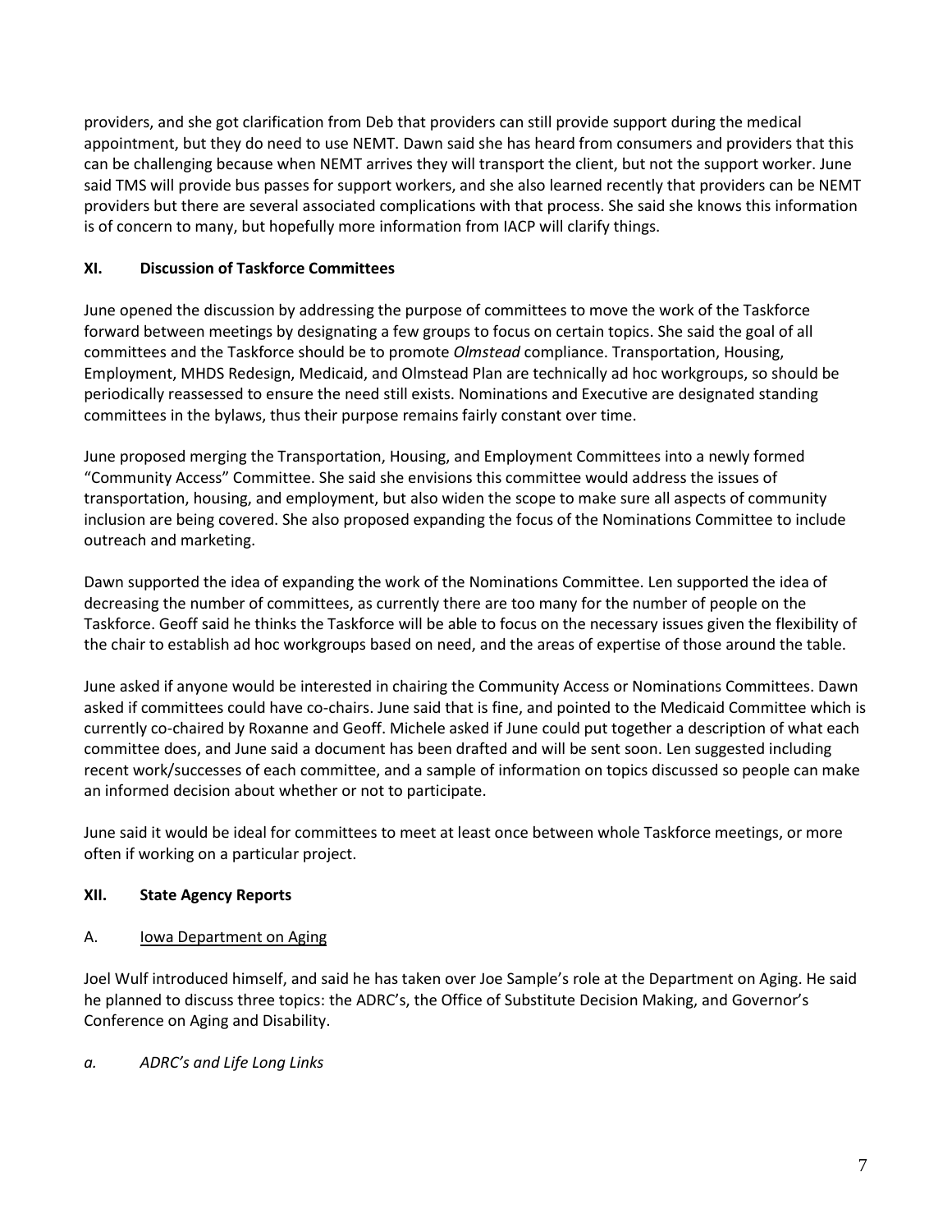providers, and she got clarification from Deb that providers can still provide support during the medical appointment, but they do need to use NEMT. Dawn said she has heard from consumers and providers that this can be challenging because when NEMT arrives they will transport the client, but not the support worker. June said TMS will provide bus passes for support workers, and she also learned recently that providers can be NEMT providers but there are several associated complications with that process. She said she knows this information is of concern to many, but hopefully more information from IACP will clarify things.

## XI. Discussion of Taskforce Committees

June opened the discussion by addressing the purpose of committees to move the work of the Taskforce forward between meetings by designating a few groups to focus on certain topics. She said the goal of all committees and the Taskforce should be to promote *Olmstead* compliance. Transportation, Housing, Employment, MHDS Redesign, Medicaid, and Olmstead Plan are technically ad hoc workgroups, so should be periodically reassessed to ensure the need still exists. Nominations and Executive are designated standing committees in the bylaws, thus their purpose remains fairly constant over time.

June proposed merging the Transportation, Housing, and Employment Committees into a newly formed "Community Access" Committee. She said she envisions this committee would address the issues of transportation, housing, and employment, but also widen the scope to make sure all aspects of community inclusion are being covered. She also proposed expanding the focus of the Nominations Committee to include outreach and marketing.

Dawn supported the idea of expanding the work of the Nominations Committee. Len supported the idea of decreasing the number of committees, as currently there are too many for the number of people on the Taskforce. Geoff said he thinks the Taskforce will be able to focus on the necessary issues given the flexibility of the chair to establish ad hoc workgroups based on need, and the areas of expertise of those around the table.

June asked if anyone would be interested in chairing the Community Access or Nominations Committees. Dawn asked if committees could have co-chairs. June said that is fine, and pointed to the Medicaid Committee which is currently co-chaired by Roxanne and Geoff. Michele asked if June could put together a description of what each committee does, and June said a document has been drafted and will be sent soon. Len suggested including recent work/successes of each committee, and a sample of information on topics discussed so people can make an informed decision about whether or not to participate.

June said it would be ideal for committees to meet at least once between whole Taskforce meetings, or more often if working on a particular project.

## XII. State Agency Reports

### A. Iowa Department on Aging

Joel Wulf introduced himself, and said he has taken over Joe Sample's role at the Department on Aging. He said he planned to discuss three topics: the ADRC's, the Office of Substitute Decision Making, and Governor's Conference on Aging and Disability.

*a. ADRC's and Life Long Links*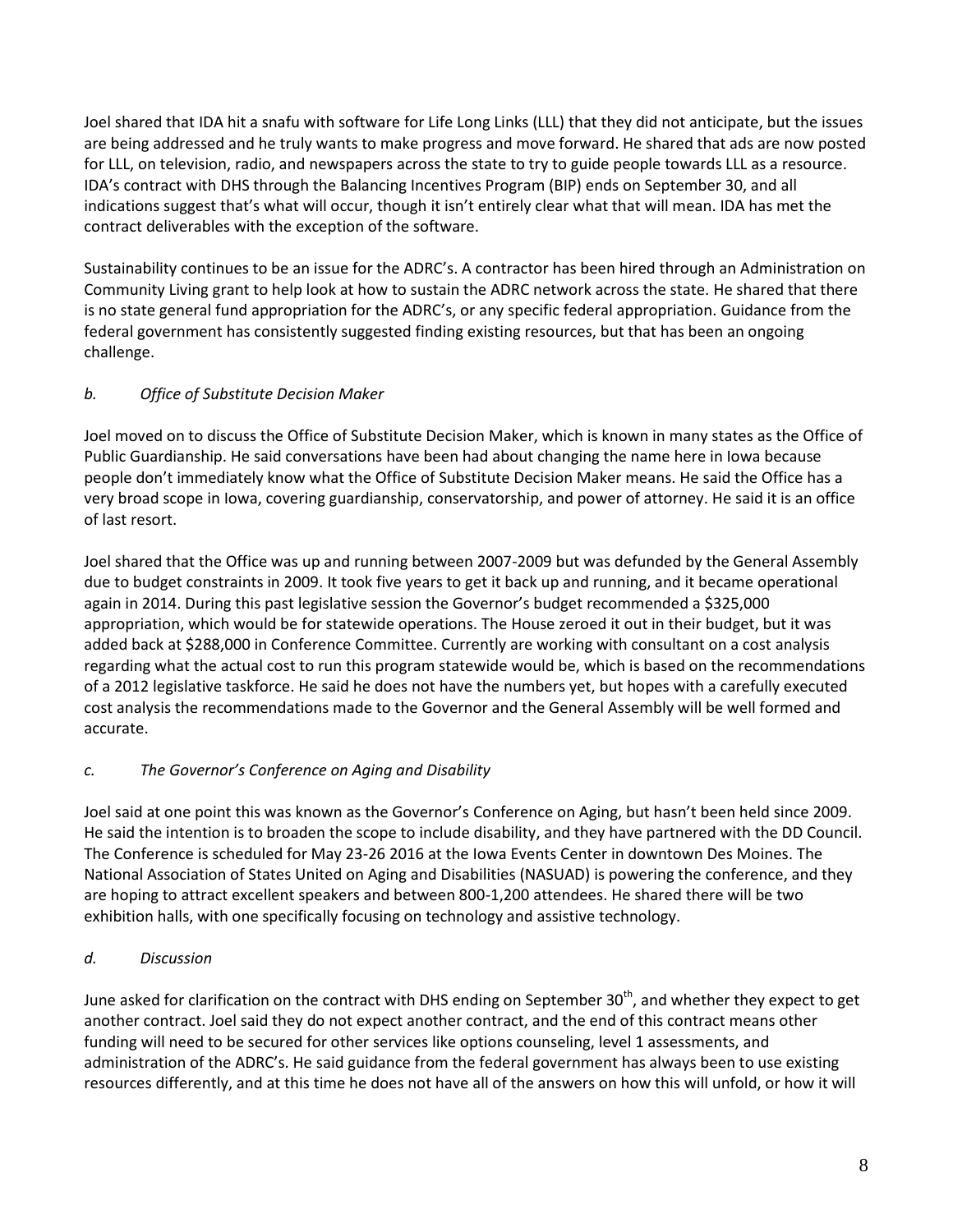Joel shared that IDA hit a snafu with software for Life Long Links (LLL) that they did not anticipate, but the issues are being addressed and he truly wants to make progress and move forward. He shared that ads are now posted for LLL, on television, radio, and newspapers across the state to try to guide people towards LLL as a resource. IDA's contract with DHS through the Balancing Incentives Program (BIP) ends on September 30, and all indications suggest that's what will occur, though it isn't entirely clear what that will mean. IDA has met the contract deliverables with the exception of the software.

Sustainability continues to be an issue for the ADRC's. A contractor has been hired through an Administration on Community Living grant to help look at how to sustain the ADRC network across the state. He shared that there is no state general fund appropriation for the ADRC's, or any specific federal appropriation. Guidance from the federal government has consistently suggested finding existing resources, but that has been an ongoing challenge.

*b. Office of Substitute Decision Maker*

Joel moved on to discuss the Office of Substitute Decision Maker, which is known in many states as the Office of Public Guardianship. He said conversations have been had about changing the name here in Iowa because people don't immediately know what the Office of Substitute Decision Maker means. He said the Office has a very broad scope in Iowa, covering guardianship, conservatorship, and power of attorney. He said it is an office of last resort.

Joel shared that the Office was up and running between 2007-2009 but was defunded by the General Assembly due to budget constraints in 2009. It took five years to get it back up and running, and it became operational again in 2014. During this past legislative session the Governor's budget recommended a $325,000 appropriation, which would be for statewide operations. The House zeroed it out in their budget, but it was added back at $288,000 in Conference Committee. Currently are working with consultant on a cost analysis regarding what the actual cost to run this program statewide would be, which is based on the recommendations of a 2012 legislative taskforce. He said he does not have the numbers yet, but hopes with a carefully executed cost analysis the recommendations made to the Governor and the General Assembly will be well formed and accurate.

*c. The Governor's Conference on Aging and Disability*

Joel said at one point this was known as the Governor's Conference on Aging, but hasn't been held since 2009. He said the intention is to broaden the scope to include disability, and they have partnered with the DD Council. The Conference is scheduled for May 23-26 2016 at the Iowa Events Center in downtown Des Moines. The National Association of States United on Aging and Disabilities (NASUAD) is powering the conference, and they are hoping to attract excellent speakers and between 800-1,200 attendees. He shared there will be two exhibition halls, with one specifically focusing on technology and assistive technology.

*d. Discussion*

June asked for clarification on the contract with DHS ending on September 30th, and whether they expect to get another contract. Joel said they do not expect another contract, and the end of this contract means other funding will need to be secured for other services like options counseling, level 1 assessments, and administration of the ADRC's. He said guidance from the federal government has always been to use existing resources differently, and at this time he does not have all of the answers on how this will unfold, or how it will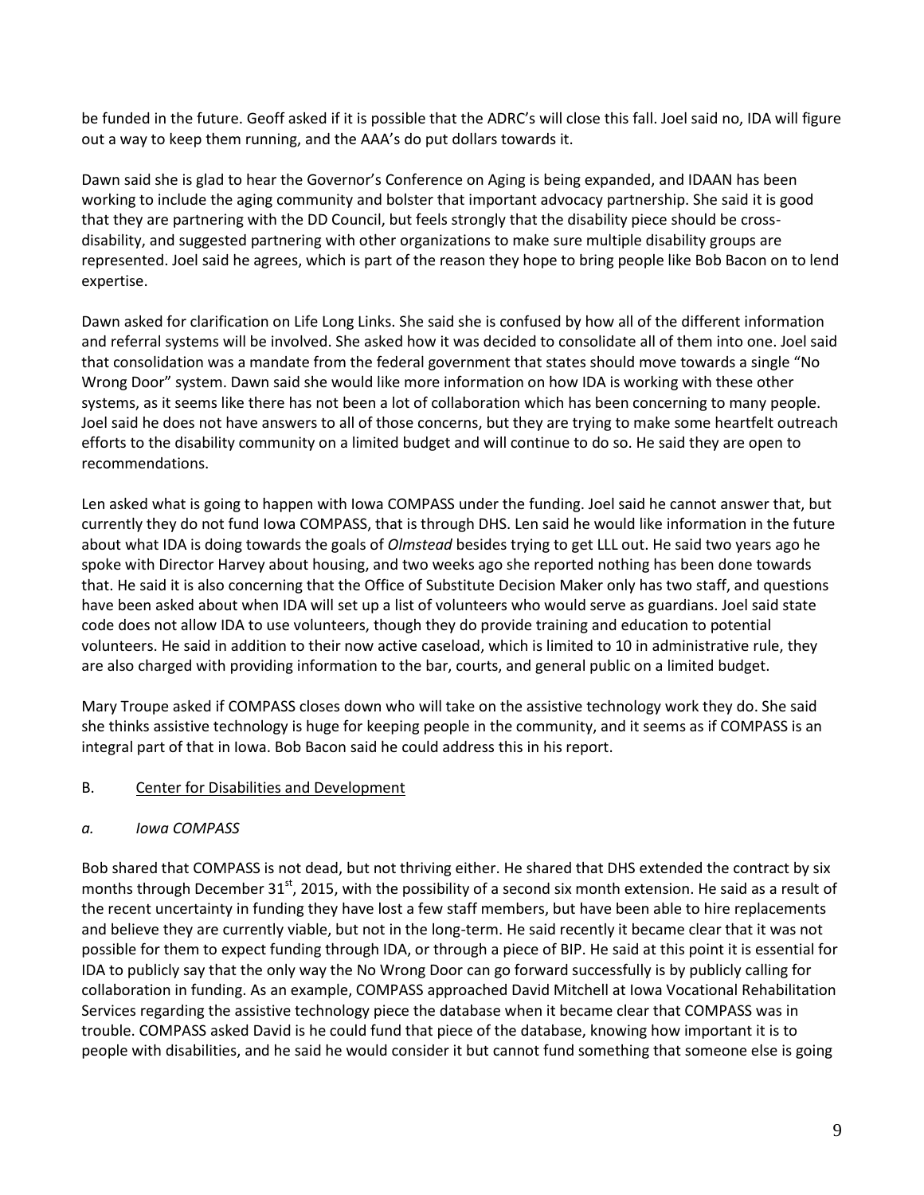be funded in the future. Geoff asked if it is possible that the ADRC's will close this fall. Joel said no, IDA will figure out a way to keep them running, and the AAA's do put dollars towards it.

Dawn said she is glad to hear the Governor's Conference on Aging is being expanded, and IDAAN has been working to include the aging community and bolster that important advocacy partnership. She said it is good that they are partnering with the DD Council, but feels strongly that the disability piece should be cross-disability, and suggested partnering with other organizations to make sure multiple disability groups are represented. Joel said he agrees, which is part of the reason they hope to bring people like Bob Bacon on to lend expertise.

Dawn asked for clarification on Life Long Links. She said she is confused by how all of the different information and referral systems will be involved. She asked how it was decided to consolidate all of them into one. Joel said that consolidation was a mandate from the federal government that states should move towards a single "No Wrong Door" system. Dawn said she would like more information on how IDA is working with these other systems, as it seems like there has not been a lot of collaboration which has been concerning to many people. Joel said he does not have answers to all of those concerns, but they are trying to make some heartfelt outreach efforts to the disability community on a limited budget and will continue to do so. He said they are open to recommendations.

Len asked what is going to happen with Iowa COMPASS under the funding. Joel said he cannot answer that, but currently they do not fund Iowa COMPASS, that is through DHS. Len said he would like information in the future about what IDA is doing towards the goals of *Olmstead* besides trying to get LLL out. He said two years ago he spoke with Director Harvey about housing, and two weeks ago she reported nothing has been done towards that. He said it is also concerning that the Office of Substitute Decision Maker only has two staff, and questions have been asked about when IDA will set up a list of volunteers who would serve as guardians. Joel said state code does not allow IDA to use volunteers, though they do provide training and education to potential volunteers. He said in addition to their now active caseload, which is limited to 10 in administrative rule, they are also charged with providing information to the bar, courts, and general public on a limited budget.

Mary Troupe asked if COMPASS closes down who will take on the assistive technology work they do. She said she thinks assistive technology is huge for keeping people in the community, and it seems as if COMPASS is an integral part of that in Iowa. Bob Bacon said he could address this in his report.

B. <u>Center for Disabilities and Development</u>

*a. Iowa COMPASS*

Bob shared that COMPASS is not dead, but not thriving either. He shared that DHS extended the contract by six months through December 31st, 2015, with the possibility of a second six month extension. He said as a result of the recent uncertainty in funding they have lost a few staff members, but have been able to hire replacements and believe they are currently viable, but not in the long-term. He said recently it became clear that it was not possible for them to expect funding through IDA, or through a piece of BIP. He said at this point it is essential for IDA to publicly say that the only way the No Wrong Door can go forward successfully is by publicly calling for collaboration in funding. As an example, COMPASS approached David Mitchell at Iowa Vocational Rehabilitation Services regarding the assistive technology piece the database when it became clear that COMPASS was in trouble. COMPASS asked David is he could fund that piece of the database, knowing how important it is to people with disabilities, and he said he would consider it but cannot fund something that someone else is going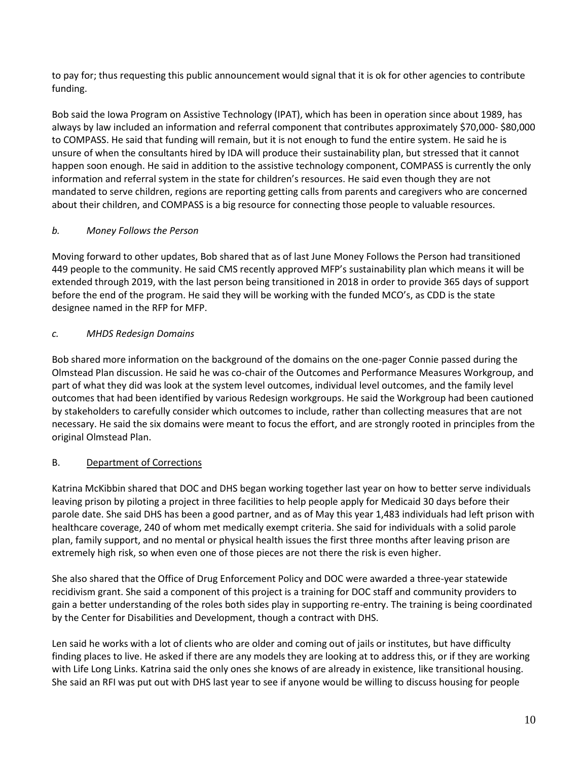to pay for; thus requesting this public announcement would signal that it is ok for other agencies to contribute funding.

Bob said the Iowa Program on Assistive Technology (IPAT), which has been in operation since about 1989, has always by law included an information and referral component that contributes approximately $70,000- $80,000 to COMPASS. He said that funding will remain, but it is not enough to fund the entire system. He said he is unsure of when the consultants hired by IDA will produce their sustainability plan, but stressed that it cannot happen soon enough. He said in addition to the assistive technology component, COMPASS is currently the only information and referral system in the state for children's resources. He said even though they are not mandated to serve children, regions are reporting getting calls from parents and caregivers who are concerned about their children, and COMPASS is a big resource for connecting those people to valuable resources.

*b. Money Follows the Person*

Moving forward to other updates, Bob shared that as of last June Money Follows the Person had transitioned 449 people to the community. He said CMS recently approved MFP's sustainability plan which means it will be extended through 2019, with the last person being transitioned in 2018 in order to provide 365 days of support before the end of the program. He said they will be working with the funded MCO's, as CDD is the state designee named in the RFP for MFP.

*c. MHDS Redesign Domains*

Bob shared more information on the background of the domains on the one-pager Connie passed during the Olmstead Plan discussion. He said he was co-chair of the Outcomes and Performance Measures Workgroup, and part of what they did was look at the system level outcomes, individual level outcomes, and the family level outcomes that had been identified by various Redesign workgroups. He said the Workgroup had been cautioned by stakeholders to carefully consider which outcomes to include, rather than collecting measures that are not necessary. He said the six domains were meant to focus the effort, and are strongly rooted in principles from the original Olmstead Plan.

B. Department of Corrections

Katrina McKibbin shared that DOC and DHS began working together last year on how to better serve individuals leaving prison by piloting a project in three facilities to help people apply for Medicaid 30 days before their parole date. She said DHS has been a good partner, and as of May this year 1,483 individuals had left prison with healthcare coverage, 240 of whom met medically exempt criteria. She said for individuals with a solid parole plan, family support, and no mental or physical health issues the first three months after leaving prison are extremely high risk, so when even one of those pieces are not there the risk is even higher.

She also shared that the Office of Drug Enforcement Policy and DOC were awarded a three-year statewide recidivism grant. She said a component of this project is a training for DOC staff and community providers to gain a better understanding of the roles both sides play in supporting re-entry. The training is being coordinated by the Center for Disabilities and Development, though a contract with DHS.

Len said he works with a lot of clients who are older and coming out of jails or institutes, but have difficulty finding places to live. He asked if there are any models they are looking at to address this, or if they are working with Life Long Links. Katrina said the only ones she knows of are already in existence, like transitional housing. She said an RFI was put out with DHS last year to see if anyone would be willing to discuss housing for people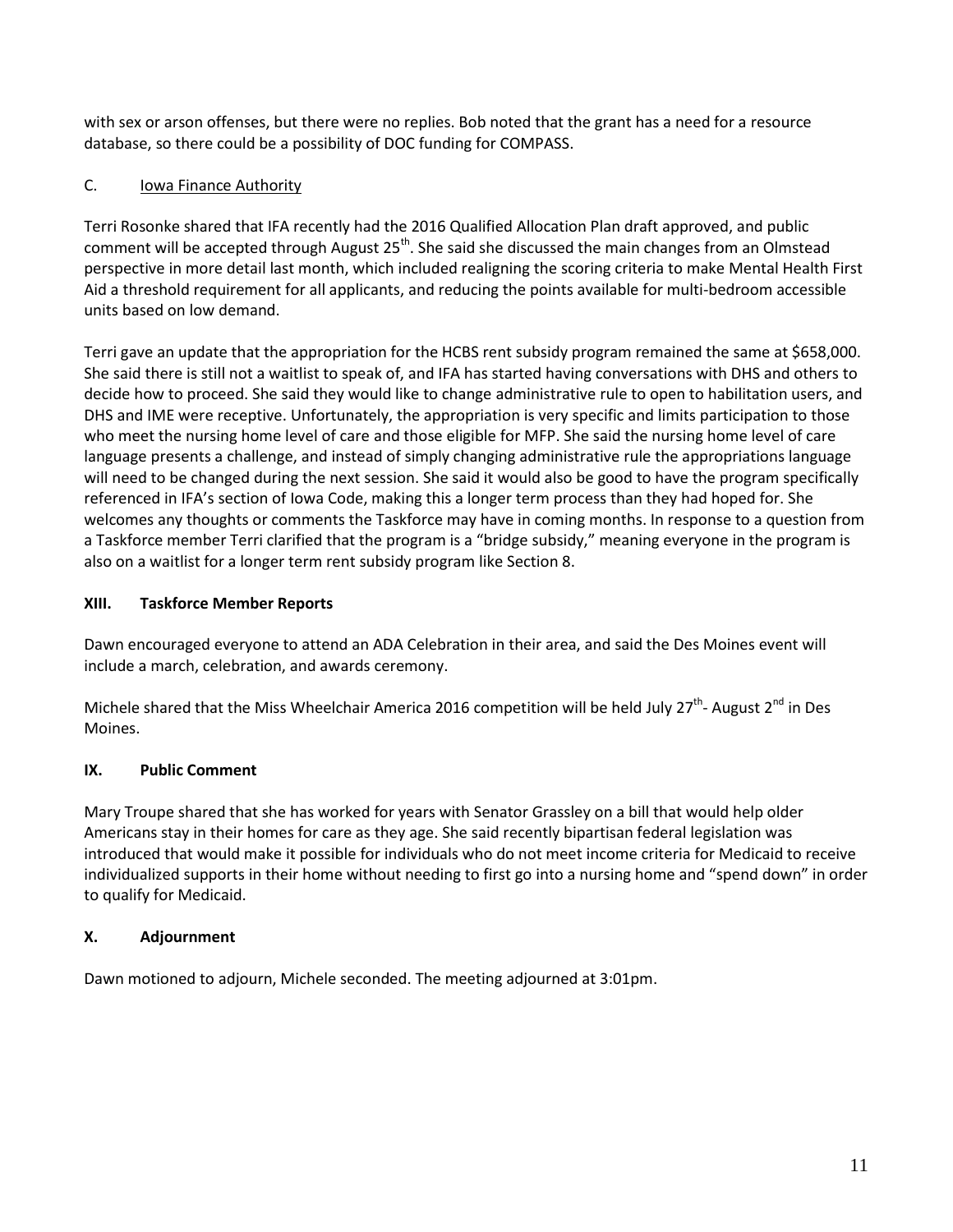with sex or arson offenses, but there were no replies. Bob noted that the grant has a need for a resource database, so there could be a possibility of DOC funding for COMPASS.

C. Iowa Finance Authority

Terri Rosonke shared that IFA recently had the 2016 Qualified Allocation Plan draft approved, and public comment will be accepted through August 25th. She said she discussed the main changes from an Olmstead perspective in more detail last month, which included realigning the scoring criteria to make Mental Health First Aid a threshold requirement for all applicants, and reducing the points available for multi-bedroom accessible units based on low demand.

Terri gave an update that the appropriation for the HCBS rent subsidy program remained the same at $658,000. She said there is still not a waitlist to speak of, and IFA has started having conversations with DHS and others to decide how to proceed. She said they would like to change administrative rule to open to habilitation users, and DHS and IME were receptive. Unfortunately, the appropriation is very specific and limits participation to those who meet the nursing home level of care and those eligible for MFP. She said the nursing home level of care language presents a challenge, and instead of simply changing administrative rule the appropriations language will need to be changed during the next session. She said it would also be good to have the program specifically referenced in IFA's section of Iowa Code, making this a longer term process than they had hoped for. She welcomes any thoughts or comments the Taskforce may have in coming months. In response to a question from a Taskforce member Terri clarified that the program is a "bridge subsidy," meaning everyone in the program is also on a waitlist for a longer term rent subsidy program like Section 8.

## XIII. Taskforce Member Reports

Dawn encouraged everyone to attend an ADA Celebration in their area, and said the Des Moines event will include a march, celebration, and awards ceremony.

Michele shared that the Miss Wheelchair America 2016 competition will be held July 27th- August 2nd in Des Moines.

## IX. Public Comment

Mary Troupe shared that she has worked for years with Senator Grassley on a bill that would help older Americans stay in their homes for care as they age. She said recently bipartisan federal legislation was introduced that would make it possible for individuals who do not meet income criteria for Medicaid to receive individualized supports in their home without needing to first go into a nursing home and "spend down" in order to qualify for Medicaid.

## X. Adjournment

Dawn motioned to adjourn, Michele seconded. The meeting adjourned at 3:01pm.